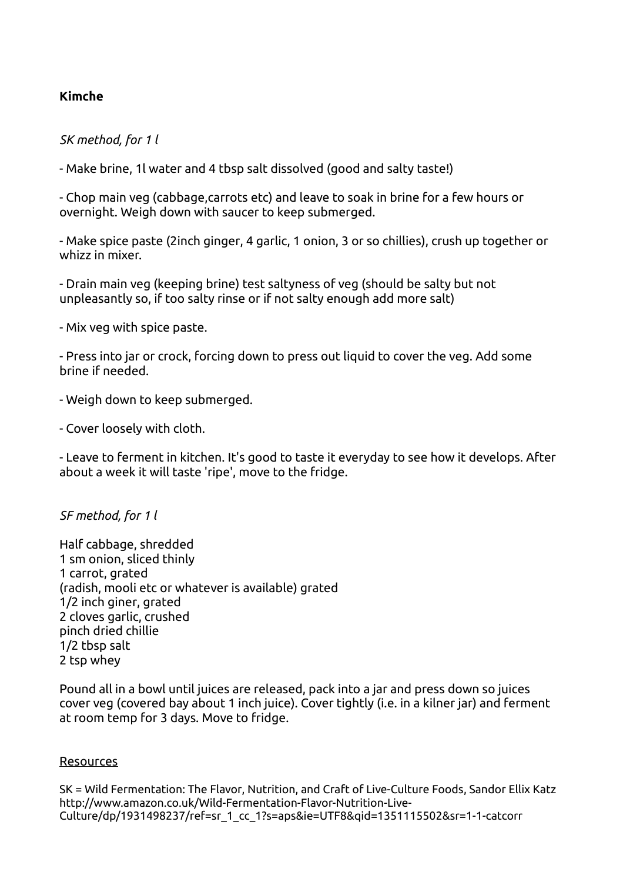**Kimche**

*SK method, for 1 l*

- Make brine, 1l water and 4 tbsp salt dissolved (good and salty taste!)

- Chop main veg (cabbage,carrots etc) and leave to soak in brine for a few hours or overnight. Weigh down with saucer to keep submerged.

- Make spice paste (2inch ginger, 4 garlic, 1 onion, 3 or so chillies), crush up together or whizz in mixer.

- Drain main veg (keeping brine) test saltyness of veg (should be salty but not unpleasantly so, if too salty rinse or if not salty enough add more salt)

- Mix veg with spice paste.

- Press into jar or crock, forcing down to press out liquid to cover the veg. Add some brine if needed.

- Weigh down to keep submerged.

- Cover loosely with cloth.

- Leave to ferment in kitchen. It's good to taste it everyday to see how it develops. After about a week it will taste 'ripe', move to the fridge.

*SF method, for 1 l*

Half cabbage, shredded
1 sm onion, sliced thinly
1 carrot, grated
(radish, mooli etc or whatever is available) grated
1/2 inch giner, grated
2 cloves garlic, crushed
pinch dried chillie
1/2 tbsp salt
2 tsp whey

Pound all in a bowl until juices are released, pack into a jar and press down so juices cover veg (covered bay about 1 inch juice). Cover tightly (i.e. in a kilner jar) and ferment at room temp for 3 days. Move to fridge.

<u>Resources</u>

SK = Wild Fermentation: The Flavor, Nutrition, and Craft of Live-Culture Foods, Sandor Ellix Katz
http://www.amazon.co.uk/Wild-Fermentation-Flavor-Nutrition-Live-Culture/dp/1931498237/ref=sr_1_cc_1?s=aps&ie=UTF8&qid=1351115502&sr=1-1-catcorr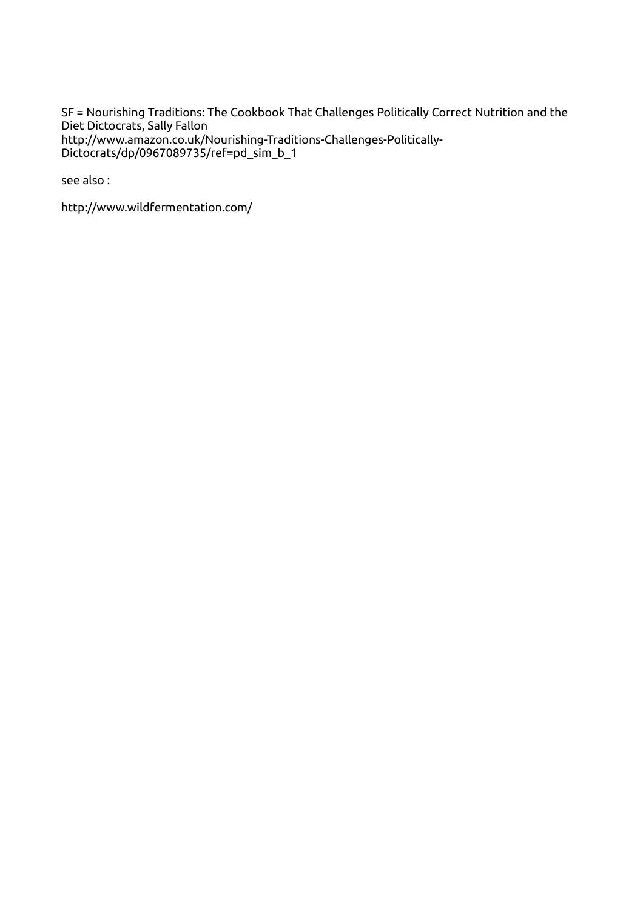SF = Nourishing Traditions: The Cookbook That Challenges Politically Correct Nutrition and the Diet Dictocrats, Sally Fallon
http://www.amazon.co.uk/Nourishing-Traditions-Challenges-Politically-Dictocrats/dp/0967089735/ref=pd_sim_b_1

see also :

http://www.wildfermentation.com/